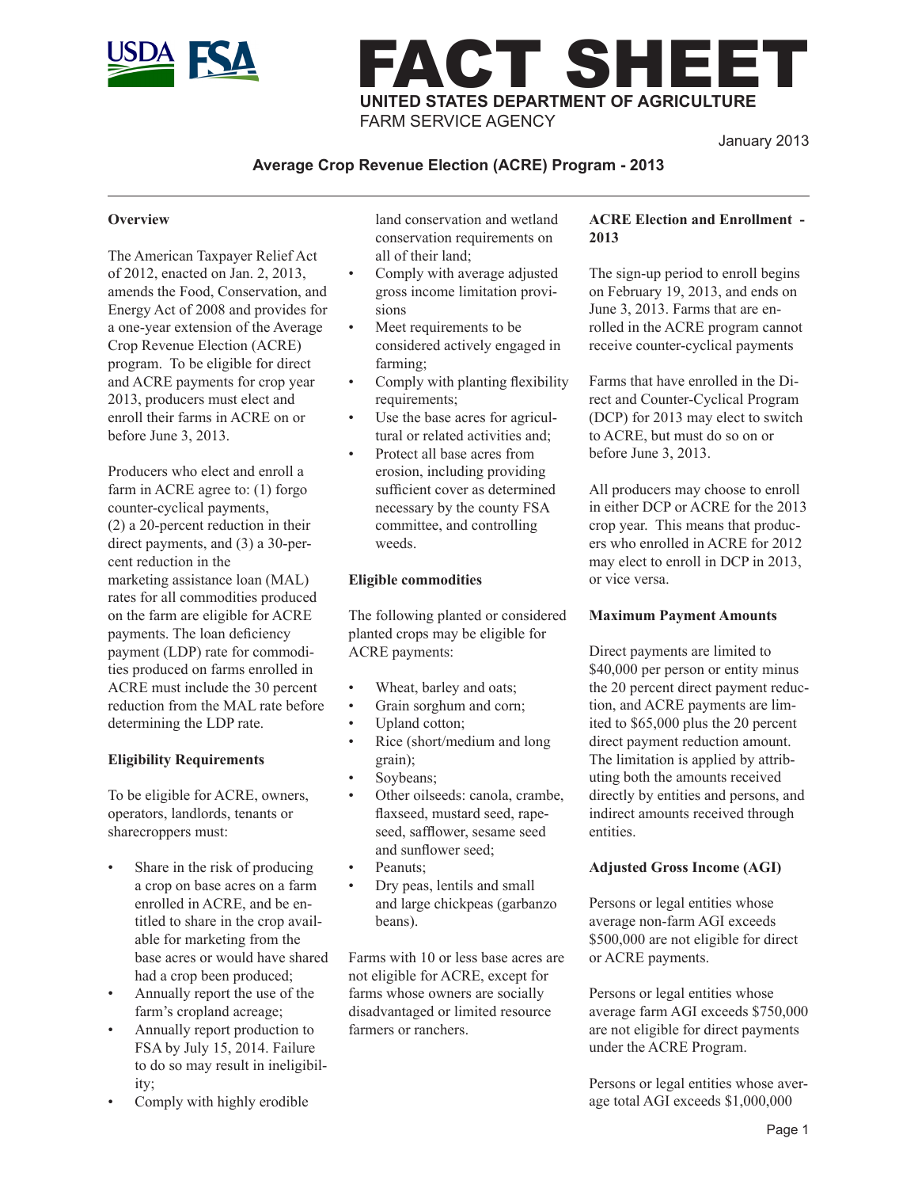# FACT SHEET

**UNITED STATES DEPARTMENT OF AGRICULTURE**

FARM SERVICE AGENCY

January 2013

## Average Crop Revenue Election (ACRE) Program - 2013

### Overview

The American Taxpayer Relief Act of 2012, enacted on Jan. 2, 2013, amends the Food, Conservation, and Energy Act of 2008 and provides for a one-year extension of the Average Crop Revenue Election (ACRE) program. To be eligible for direct and ACRE payments for crop year 2013, producers must elect and enroll their farms in ACRE on or before June 3, 2013.

Producers who elect and enroll a farm in ACRE agree to: (1) forgo counter-cyclical payments, (2) a 20-percent reduction in their direct payments, and (3) a 30-percent reduction in the marketing assistance loan (MAL) rates for all commodities produced on the farm are eligible for ACRE payments. The loan deficiency payment (LDP) rate for commodities produced on farms enrolled in ACRE must include the 30 percent reduction from the MAL rate before determining the LDP rate.

### Eligibility Requirements

To be eligible for ACRE, owners, operators, landlords, tenants or sharecroppers must:

- Share in the risk of producing a crop on base acres on a farm enrolled in ACRE, and be entitled to share in the crop available for marketing from the base acres or would have shared had a crop been produced;
- Annually report the use of the farm's cropland acreage;
- Annually report production to FSA by July 15, 2014. Failure to do so may result in ineligibility;
- Comply with highly erodible land conservation and wetland conservation requirements on all of their land;
- Comply with average adjusted gross income limitation provisions
- Meet requirements to be considered actively engaged in farming;
- Comply with planting flexibility requirements;
- Use the base acres for agricultural or related activities and;
- Protect all base acres from erosion, including providing sufficient cover as determined necessary by the county FSA committee, and controlling weeds.

### Eligible commodities

The following planted or considered planted crops may be eligible for ACRE payments:

- Wheat, barley and oats;
- Grain sorghum and corn;
- Upland cotton;
- Rice (short/medium and long grain);
- Soybeans;
- Other oilseeds: canola, crambe, flaxseed, mustard seed, rapeseed, safflower, sesame seed and sunflower seed;
- Peanuts;
- Dry peas, lentils and small and large chickpeas (garbanzo beans).

Farms with 10 or less base acres are not eligible for ACRE, except for farms whose owners are socially disadvantaged or limited resource farmers or ranchers.

### ACRE Election and Enrollment - 2013

The sign-up period to enroll begins on February 19, 2013, and ends on June 3, 2013. Farms that are enrolled in the ACRE program cannot receive counter-cyclical payments

Farms that have enrolled in the Direct and Counter-Cyclical Program (DCP) for 2013 may elect to switch to ACRE, but must do so on or before June 3, 2013.

All producers may choose to enroll in either DCP or ACRE for the 2013 crop year. This means that producers who enrolled in ACRE for 2012 may elect to enroll in DCP in 2013, or vice versa.

### Maximum Payment Amounts

Direct payments are limited to $40,000 per person or entity minus the 20 percent direct payment reduction, and ACRE payments are limited to $65,000 plus the 20 percent direct payment reduction amount. The limitation is applied by attributing both the amounts received directly by entities and persons, and indirect amounts received through entities.

### Adjusted Gross Income (AGI)

Persons or legal entities whose average non-farm AGI exceeds $500,000 are not eligible for direct or ACRE payments.

Persons or legal entities whose average farm AGI exceeds $750,000 are not eligible for direct payments under the ACRE Program.

Persons or legal entities whose average total AGI exceeds $1,000,000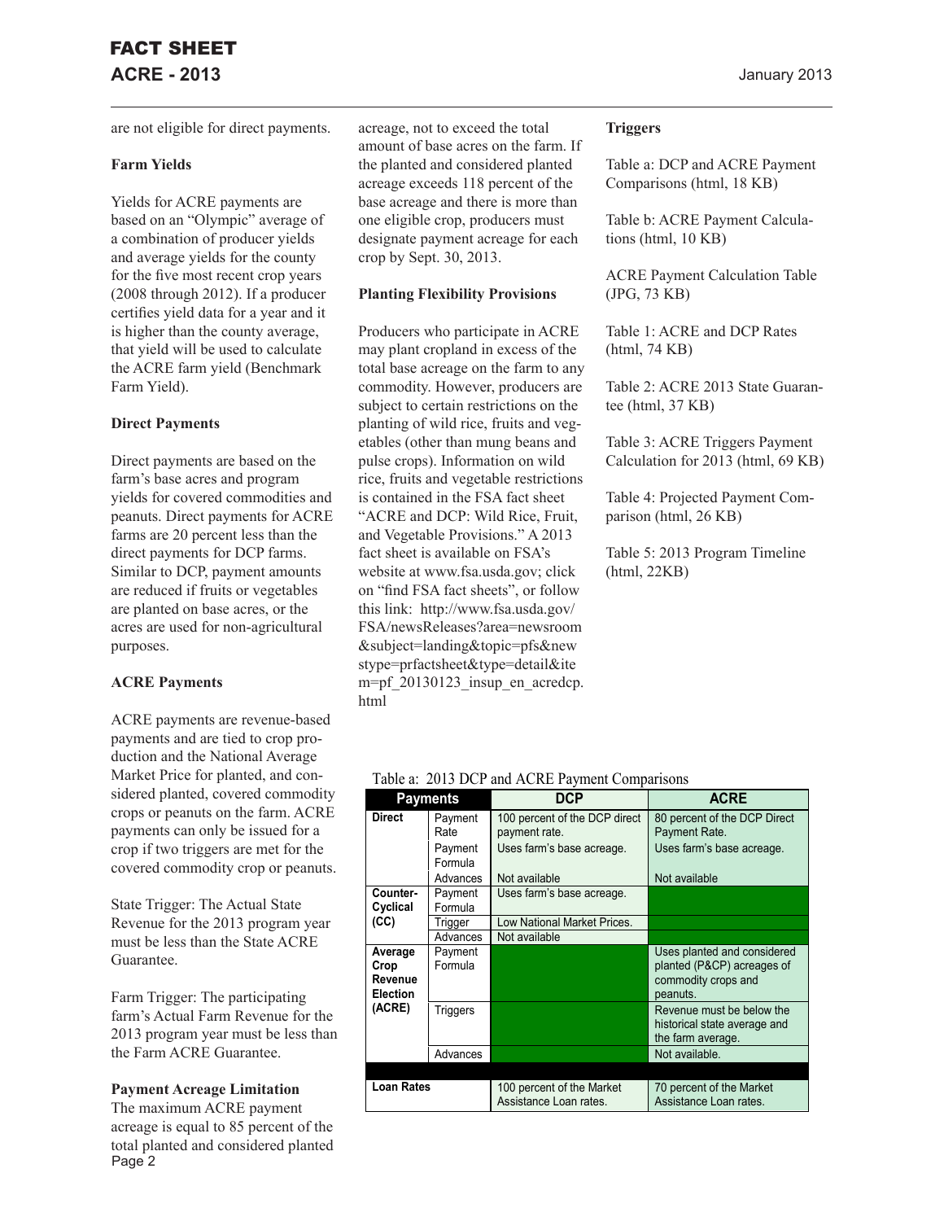are not eligible for direct payments.

**Farm Yields**

Yields for ACRE payments are based on an "Olympic" average of a combination of producer yields and average yields for the county for the five most recent crop years (2008 through 2012). If a producer certifies yield data for a year and it is higher than the county average, that yield will be used to calculate the ACRE farm yield (Benchmark Farm Yield).

**Direct Payments**

Direct payments are based on the farm's base acres and program yields for covered commodities and peanuts. Direct payments for ACRE farms are 20 percent less than the direct payments for DCP farms. Similar to DCP, payment amounts are reduced if fruits or vegetables are planted on base acres, or the acres are used for non-agricultural purposes.

**ACRE Payments**

ACRE payments are revenue-based payments and are tied to crop production and the National Average Market Price for planted, and considered planted, covered commodity crops or peanuts on the farm. ACRE payments can only be issued for a crop if two triggers are met for the covered commodity crop or peanuts.

State Trigger: The Actual State Revenue for the 2013 program year must be less than the State ACRE Guarantee.

Farm Trigger: The participating farm's Actual Farm Revenue for the 2013 program year must be less than the Farm ACRE Guarantee.

**Payment Acreage Limitation**

The maximum ACRE payment acreage is equal to 85 percent of the total planted and considered planted acreage, not to exceed the total amount of base acres on the farm. If the planted and considered planted acreage exceeds 118 percent of the base acreage and there is more than one eligible crop, producers must designate payment acreage for each crop by Sept. 30, 2013.

**Planting Flexibility Provisions**

Producers who participate in ACRE may plant cropland in excess of the total base acreage on the farm to any commodity. However, producers are subject to certain restrictions on the planting of wild rice, fruits and vegetables (other than mung beans and pulse crops). Information on wild rice, fruits and vegetable restrictions is contained in the FSA fact sheet "ACRE and DCP: Wild Rice, Fruit, and Vegetable Provisions." A 2013 fact sheet is available on FSA's website at www.fsa.usda.gov; click on "find FSA fact sheets", or follow this link: http://www.fsa.usda.gov/FSA/newsReleases?area=newsroom&subject=landing&topic=pfs&newstype=prfactsheet&type=detail&item=pf_20130123_insup_en_acredcp.html

**Triggers**

Table a: DCP and ACRE Payment Comparisons (html, 18 KB)

Table b: ACRE Payment Calculations (html, 10 KB)

ACRE Payment Calculation Table (JPG, 73 KB)

Table 1: ACRE and DCP Rates (html, 74 KB)

Table 2: ACRE 2013 State Guarantee (html, 37 KB)

Table 3: ACRE Triggers Payment Calculation for 2013 (html, 69 KB)

Table 4: Projected Payment Comparison (html, 26 KB)

Table 5: 2013 Program Timeline (html, 22KB)

Table a: 2013 DCP and ACRE Payment Comparisons

| Payments | | DCP | ACRE |
|---|---|---|---|
| Direct | Payment Rate | 100 percent of the DCP direct payment rate. | 80 percent of the DCP Direct Payment Rate. |
| | Payment Formula | Uses farm's base acreage. | Uses farm's base acreage. |
| | Advances | Not available | Not available |
| Counter-Cyclical (CC) | Payment Formula | Uses farm's base acreage. | |
| | Trigger | Low National Market Prices. | |
| | Advances | Not available | |
| Average Crop Revenue Election (ACRE) | Payment Formula | | Uses planted and considered planted (P&CP) acreages of commodity crops and peanuts. |
| | Triggers | | Revenue must be below the historical state average and the farm average. |
| | Advances | | Not available. |
| Loan Rates | | 100 percent of the Market Assistance Loan rates. | 70 percent of the Market Assistance Loan rates. |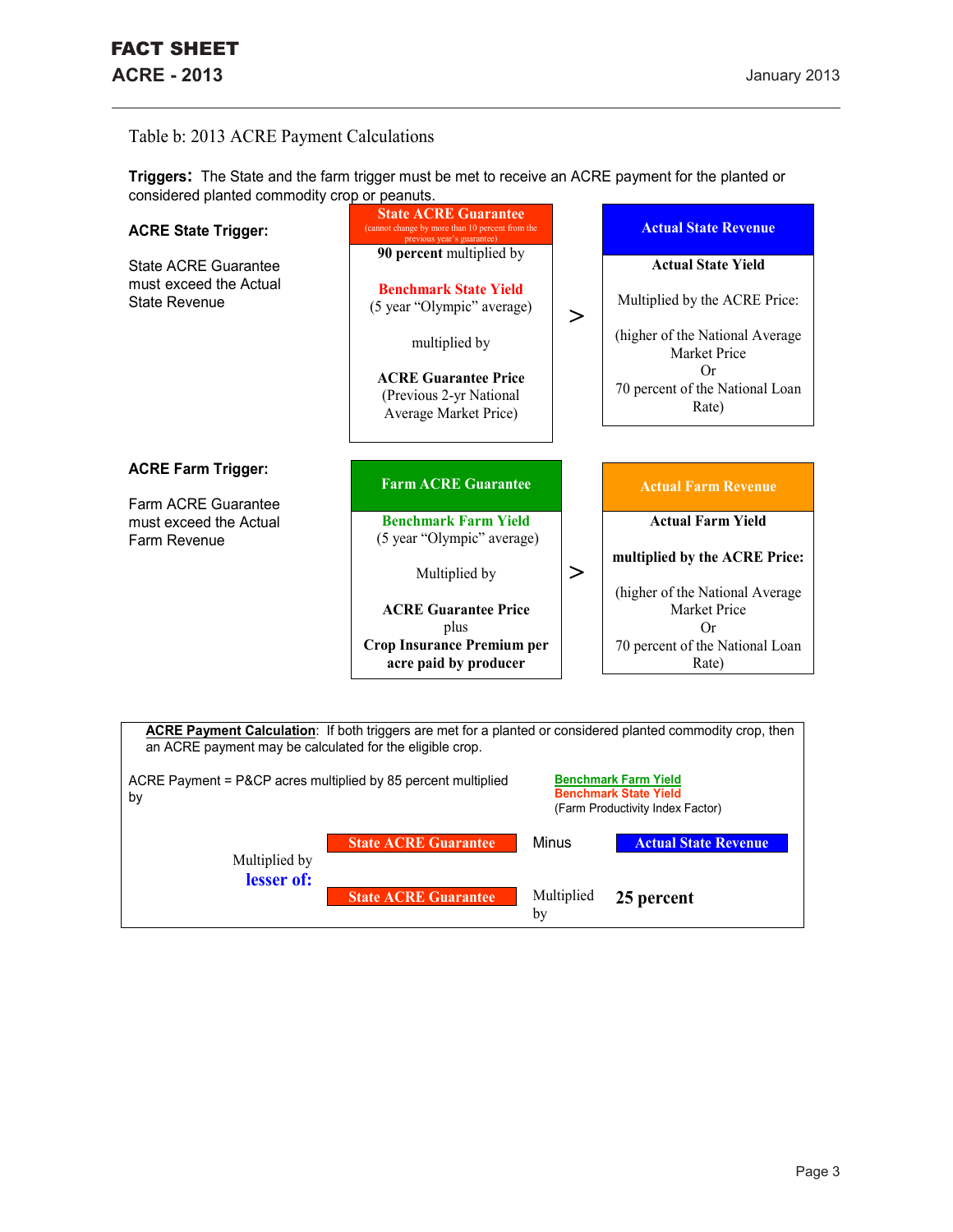Table b: 2013 ACRE Payment Calculations

**Triggers:** The State and the farm trigger must be met to receive an ACRE payment for the planted or considered planted commodity crop or peanuts.

| | | | |
|---|---|---|---|
| **ACRE State Trigger:**<br><br>State ACRE Guarantee must exceed the Actual State Revenue | **State ACRE Guarantee**<br>(cannot change by more than 10 percent from the previous year's guarantee)<br><br>**90 percent** multiplied by<br><br>**Benchmark State Yield**<br>(5 year "Olympic" average)<br><br>multiplied by<br><br>**ACRE Guarantee Price**<br>(Previous 2-yr National Average Market Price) | > | **Actual State Revenue**<br><br>**Actual State Yield**<br><br>Multiplied by the ACRE Price:<br><br>(higher of the National Average Market Price<br>Or<br>70 percent of the National Loan Rate) |
| **ACRE Farm Trigger:**<br><br>Farm ACRE Guarantee must exceed the Actual Farm Revenue | **Farm ACRE Guarantee**<br><br>**Benchmark Farm Yield**<br>(5 year "Olympic" average)<br><br>Multiplied by<br><br>**ACRE Guarantee Price**<br>plus<br>**Crop Insurance Premium per acre paid by producer** | > | **Actual Farm Revenue**<br><br>**Actual Farm Yield**<br><br>**multiplied by the ACRE Price:**<br><br>(higher of the National Average Market Price<br>Or<br>70 percent of the National Loan Rate) |

**ACRE Payment Calculation**: If both triggers are met for a planted or considered planted commodity crop, then an ACRE payment may be calculated for the eligible crop.

ACRE Payment = P&CP acres multiplied by 85 percent multiplied by

$$\frac{\text{Benchmark Farm Yield}}{\text{Benchmark State Yield}}$$

(Farm Productivity Index Factor)

Multiplied by **lesser of:**

- **State ACRE Guarantee** Minus **Actual State Revenue**
- **State ACRE Guarantee** Multiplied by **25 percent**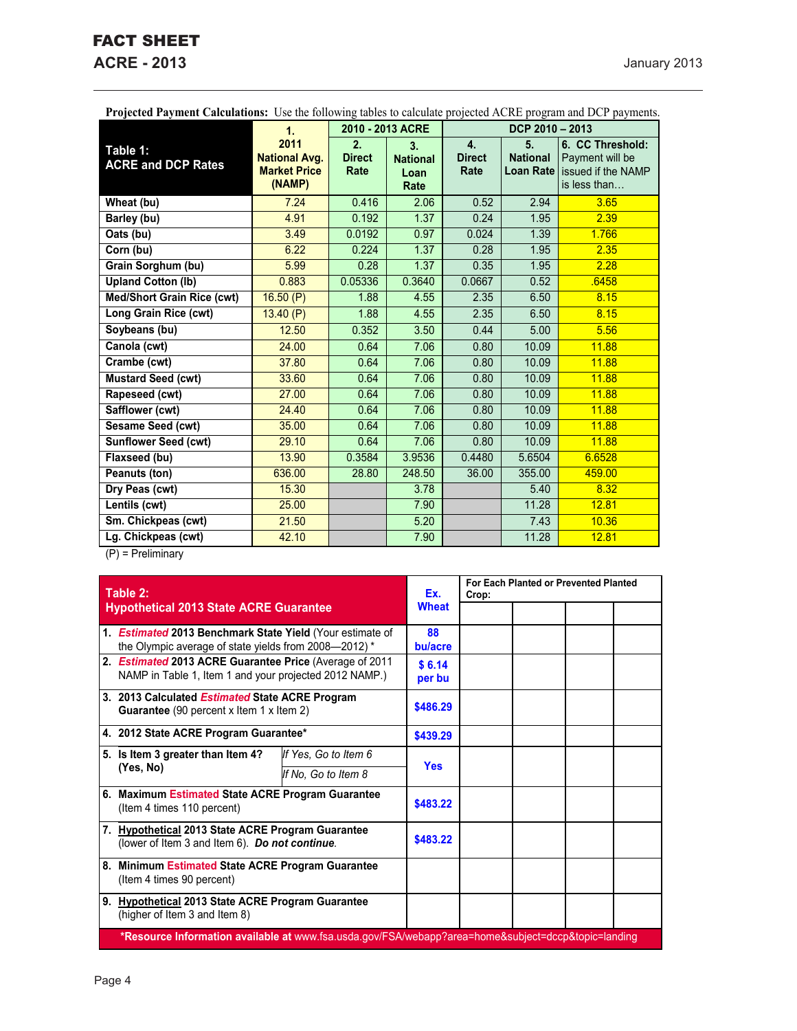# FACT SHEET
## ACRE - 2013

January 2013

**Projected Payment Calculations:** Use the following tables to calculate projected ACRE program and DCP payments.

| Table 1: ACRE and DCP Rates | 1. 2011 National Avg. Market Price (NAMP) | 2010 - 2013 ACRE | | DCP 2010 – 2013 | | |
|---|---|---|---|---|---|---|
| | | 2. Direct Rate | 3. National Loan Rate | 4. Direct Rate | 5. National Loan Rate | 6. CC Threshold: Payment will be issued if the NAMP is less than… |
| Wheat (bu) | 7.24 | 0.416 | 2.06 | 0.52 | 2.94 | 3.65 |
| Barley (bu) | 4.91 | 0.192 | 1.37 | 0.24 | 1.95 | 2.39 |
| Oats (bu) | 3.49 | 0.0192 | 0.97 | 0.024 | 1.39 | 1.766 |
| Corn (bu) | 6.22 | 0.224 | 1.37 | 0.28 | 1.95 | 2.35 |
| Grain Sorghum (bu) | 5.99 | 0.28 | 1.37 | 0.35 | 1.95 | 2.28 |
| Upland Cotton (lb) | 0.883 | 0.05336 | 0.3640 | 0.0667 | 0.52 | .6458 |
| Med/Short Grain Rice (cwt) | 16.50 (P) | 1.88 | 4.55 | 2.35 | 6.50 | 8.15 |
| Long Grain Rice (cwt) | 13.40 (P) | 1.88 | 4.55 | 2.35 | 6.50 | 8.15 |
| Soybeans (bu) | 12.50 | 0.352 | 3.50 | 0.44 | 5.00 | 5.56 |
| Canola (cwt) | 24.00 | 0.64 | 7.06 | 0.80 | 10.09 | 11.88 |
| Crambe (cwt) | 37.80 | 0.64 | 7.06 | 0.80 | 10.09 | 11.88 |
| Mustard Seed (cwt) | 33.60 | 0.64 | 7.06 | 0.80 | 10.09 | 11.88 |
| Rapeseed (cwt) | 27.00 | 0.64 | 7.06 | 0.80 | 10.09 | 11.88 |
| Safflower (cwt) | 24.40 | 0.64 | 7.06 | 0.80 | 10.09 | 11.88 |
| Sesame Seed (cwt) | 35.00 | 0.64 | 7.06 | 0.80 | 10.09 | 11.88 |
| Sunflower Seed (cwt) | 29.10 | 0.64 | 7.06 | 0.80 | 10.09 | 11.88 |
| Flaxseed (bu) | 13.90 | 0.3584 | 3.9536 | 0.4480 | 5.6504 | 6.6528 |
| Peanuts (ton) | 636.00 | 28.80 | 248.50 | 36.00 | 355.00 | 459.00 |
| Dry Peas (cwt) | 15.30 | | 3.78 | | 5.40 | 8.32 |
| Lentils (cwt) | 25.00 | | 7.90 | | 11.28 | 12.81 |
| Sm. Chickpeas (cwt) | 21.50 | | 5.20 | | 7.43 | 10.36 |
| Lg. Chickpeas (cwt) | 42.10 | | 7.90 | | 11.28 | 12.81 |

(P) = Preliminary

| Table 2: Hypothetical 2013 State ACRE Guarantee | Ex. Wheat | For Each Planted or Prevented Planted Crop: | | | |
|---|---|---|---|---|---|
| 1. *Estimated* **2013 Benchmark State Yield** (Your estimate of the Olympic average of state yields from 2008—2012) * | 88 bu/acre | | | | |
| 2. *Estimated* **2013 ACRE Guarantee Price** (Average of 2011 NAMP in Table 1, Item 1 and your projected 2012 NAMP.) | $ 6.14 per bu | | | | |
| 3. **2013 Calculated *Estimated* State ACRE Program Guarantee** (90 percent x Item 1 x Item 2) | $486.29 | | | | |
| 4. **2012 State ACRE Program Guarantee*** | $439.29 | | | | |
| 5. **Is Item 3 greater than Item 4? (Yes, No)** — *If Yes, Go to Item 6* / *If No, Go to Item 8* | Yes | | | | |
| 6. **Maximum Estimated State ACRE Program Guarantee** (Item 4 times 110 percent) | $483.22 | | | | |
| 7. **Hypothetical 2013 State ACRE Program Guarantee** (lower of Item 3 and Item 6). ***Do not continue.*** | $483.22 | | | | |
| 8. **Minimum Estimated State ACRE Program Guarantee** (Item 4 times 90 percent) | | | | | |
| 9. **Hypothetical 2013 State ACRE Program Guarantee** (higher of Item 3 and Item 8) | | | | | |

***Resource Information available at** www.fsa.usda.gov/FSA/webapp?area=home&subject=dccp&topic=landing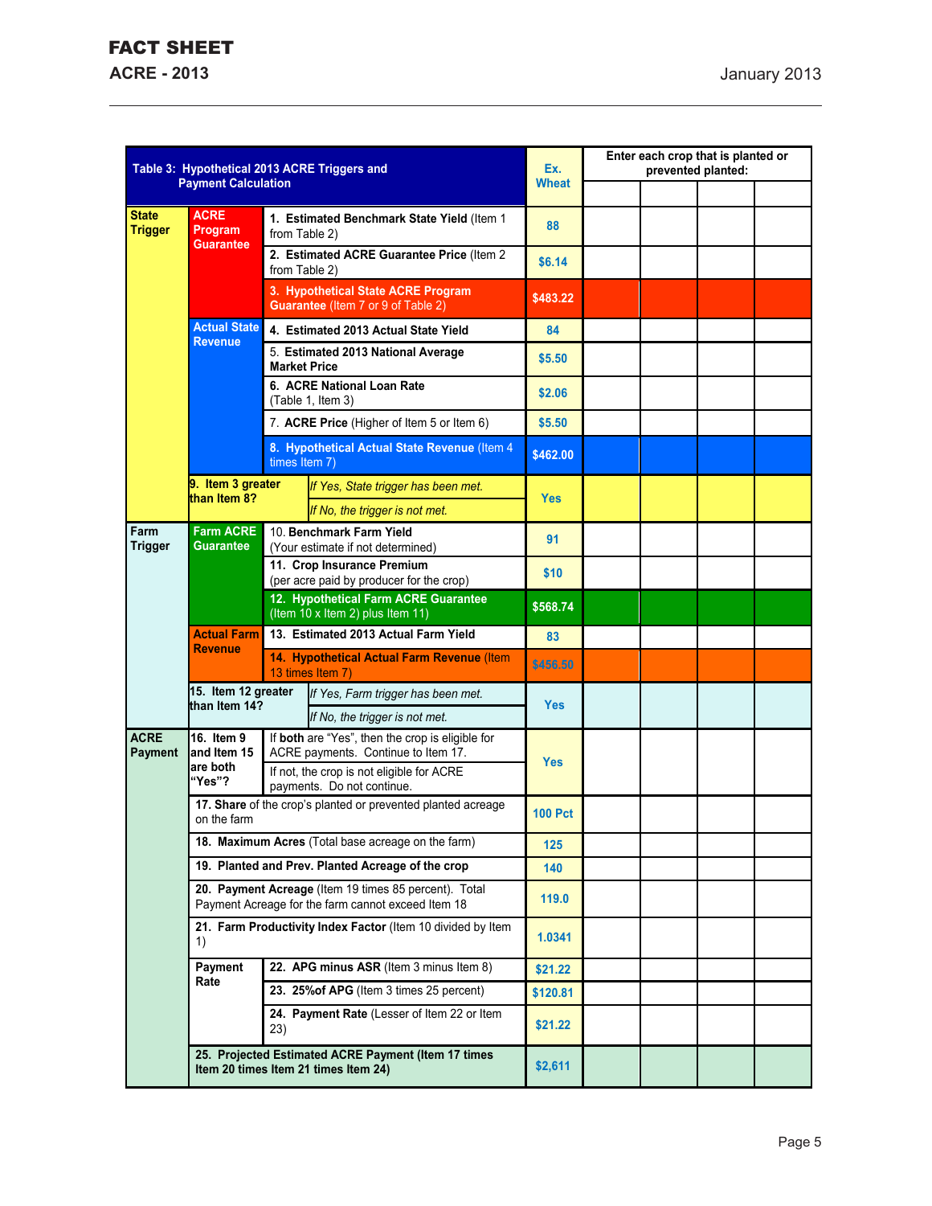# FACT SHEET

## ACRE - 2013

January 2013

| Table 3: Hypothetical 2013 ACRE Triggers and Payment Calculation | | | Ex. Wheat | Enter each crop that is planted or prevented planted: | | | |
|---|---|---|---|---|---|---|---|
| | | | | | | | |
| State Trigger | ACRE Program Guarantee | 1. **Estimated Benchmark State Yield** (Item 1 from Table 2) | 88 | | | | |
| | | 2. **Estimated ACRE Guarantee Price** (Item 2 from Table 2) | $6.14 | | | | |
| | | **3. Hypothetical State ACRE Program Guarantee** (Item 7 or 9 of Table 2) | $483.22 | | | | |
| | Actual State Revenue | **4. Estimated 2013 Actual State Yield** | 84 | | | | |
| | | 5. **Estimated 2013 National Average Market Price** | $5.50 | | | | |
| | | **6. ACRE National Loan Rate** (Table 1, Item 3) | $2.06 | | | | |
| | | 7. **ACRE Price** (Higher of Item 5 or Item 6) | $5.50 | | | | |
| | | **8. Hypothetical Actual State Revenue** (Item 4 times Item 7) | $462.00 | | | | |
| | **9. Item 3 greater than Item 8?** | *If Yes, State trigger has been met.* / *If No, the trigger is not met.* | Yes | | | | |
| Farm Trigger | Farm ACRE Guarantee | 10. **Benchmark Farm Yield** (Your estimate if not determined) | 91 | | | | |
| | | **11. Crop Insurance Premium** (per acre paid by producer for the crop) | $10 | | | | |
| | | **12. Hypothetical Farm ACRE Guarantee** (Item 10 x Item 2) plus Item 11) | $568.74 | | | | |
| | Actual Farm Revenue | **13. Estimated 2013 Actual Farm Yield** | 83 | | | | |
| | | **14. Hypothetical Actual Farm Revenue** (Item 13 times Item 7) | $456.50 | | | | |
| | **15. Item 12 greater than Item 14?** | *If Yes, Farm trigger has been met.* / *If No, the trigger is not met.* | Yes | | | | |
| ACRE Payment | **16. Item 9 and Item 15 are both "Yes"?** | If **both** are "Yes", then the crop is eligible for ACRE payments. Continue to Item 17. / If not, the crop is not eligible for ACRE payments. Do not continue. | Yes | | | | |
| | **17. Share** of the crop's planted or prevented planted acreage on the farm | | 100 Pct | | | | |
| | **18. Maximum Acres** (Total base acreage on the farm) | | 125 | | | | |
| | **19. Planted and Prev. Planted Acreage of the crop** | | 140 | | | | |
| | **20. Payment Acreage** (Item 19 times 85 percent). Total Payment Acreage for the farm cannot exceed Item 18 | | 119.0 | | | | |
| | **21. Farm Productivity Index Factor** (Item 10 divided by Item 1) | | 1.0341 | | | | |
| | Payment Rate | **22. APG minus ASR** (Item 3 minus Item 8) | $21.22 | | | | |
| | | **23. 25%of APG** (Item 3 times 25 percent) | $120.81 | | | | |
| | | **24. Payment Rate** (Lesser of Item 22 or Item 23) | $21.22 | | | | |
| | **25. Projected Estimated ACRE Payment (Item 17 times Item 20 times Item 21 times Item 24)** | | $2,611 | | | | |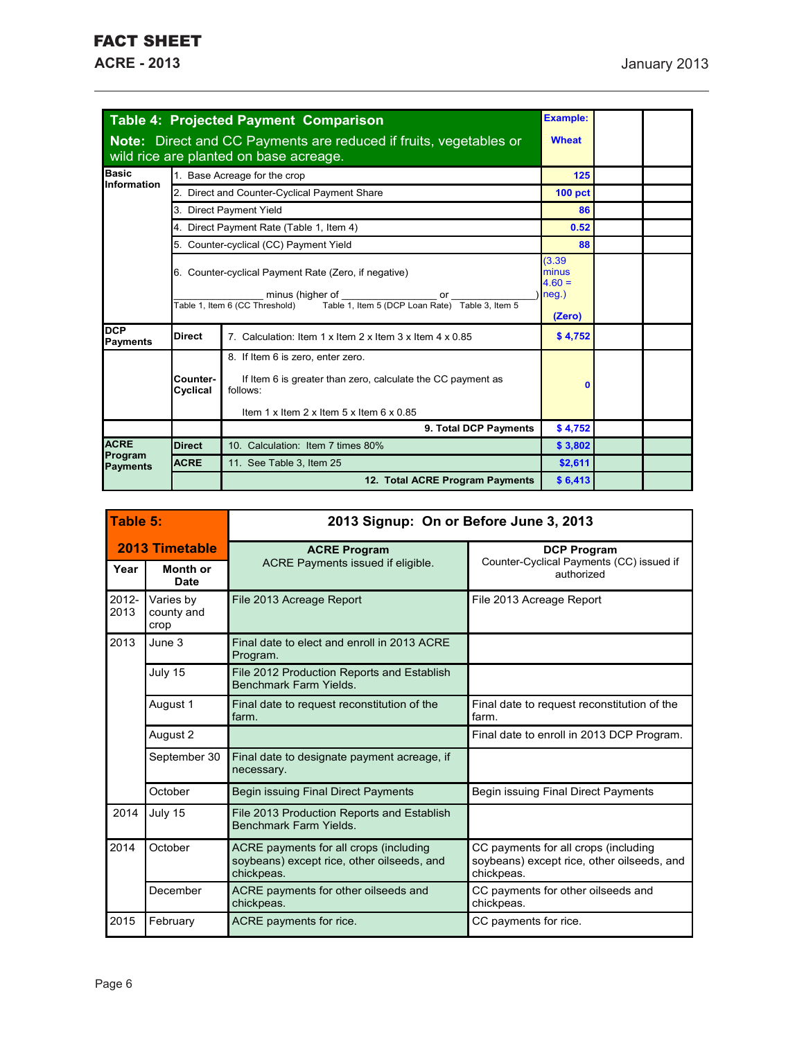## Table 4: Projected Payment Comparison

**Note:** Direct and CC Payments are reduced if fruits, vegetables or wild rice are planted on base acreage.

| | | | Example: Wheat | | |
|---|---|---|---|---|---|
| Basic Information | 1. Base Acreage for the crop | | 125 | | |
| | 2. Direct and Counter-Cyclical Payment Share | | 100 pct | | |
| | 3. Direct Payment Yield | | 86 | | |
| | 4. Direct Payment Rate (Table 1, Item 4) | | 0.52 | | |
| | 5. Counter-cyclical (CC) Payment Yield | | 88 | | |
| | 6. Counter-cyclical Payment Rate (Zero, if negative) ________ minus (higher of ________ or ________) Table 1, Item 6 (CC Threshold) / Table 1, Item 5 (DCP Loan Rate) / Table 3, Item 5 | | (3.39 minus 4.60 = neg.) (Zero) | | |
| DCP Payments | Direct | 7. Calculation: Item 1 x Item 2 x Item 3 x Item 4 x 0.85 | $ 4,752 | | |
| | Counter-Cyclical | 8. If Item 6 is zero, enter zero. If Item 6 is greater than zero, calculate the CC payment as follows: Item 1 x Item 2 x Item 5 x Item 6 x 0.85 | 0 | | |
| | | **9. Total DCP Payments** | $ 4,752 | | |
| ACRE Program Payments | Direct | 10. Calculation: Item 7 times 80% | $ 3,802 | | |
| | ACRE | 11. See Table 3, Item 25 | $2,611 | | |
| | | **12. Total ACRE Program Payments** | $ 6,413 | | |

## Table 5: 2013 Timetable

**2013 Signup: On or Before June 3, 2013**

| Year | Month or Date | ACRE Program<br>ACRE Payments issued if eligible. | DCP Program<br>Counter-Cyclical Payments (CC) issued if authorized |
|---|---|---|---|
| 2012-2013 | Varies by county and crop | File 2013 Acreage Report | File 2013 Acreage Report |
| 2013 | June 3 | Final date to elect and enroll in 2013 ACRE Program. | |
| | July 15 | File 2012 Production Reports and Establish Benchmark Farm Yields. | |
| | August 1 | Final date to request reconstitution of the farm. | Final date to request reconstitution of the farm. |
| | August 2 | | Final date to enroll in 2013 DCP Program. |
| | September 30 | Final date to designate payment acreage, if necessary. | |
| | October | Begin issuing Final Direct Payments | Begin issuing Final Direct Payments |
| 2014 | July 15 | File 2013 Production Reports and Establish Benchmark Farm Yields. | |
| 2014 | October | ACRE payments for all crops (including soybeans) except rice, other oilseeds, and chickpeas. | CC payments for all crops (including soybeans) except rice, other oilseeds, and chickpeas. |
| | December | ACRE payments for other oilseeds and chickpeas. | CC payments for other oilseeds and chickpeas. |
| 2015 | February | ACRE payments for rice. | CC payments for rice. |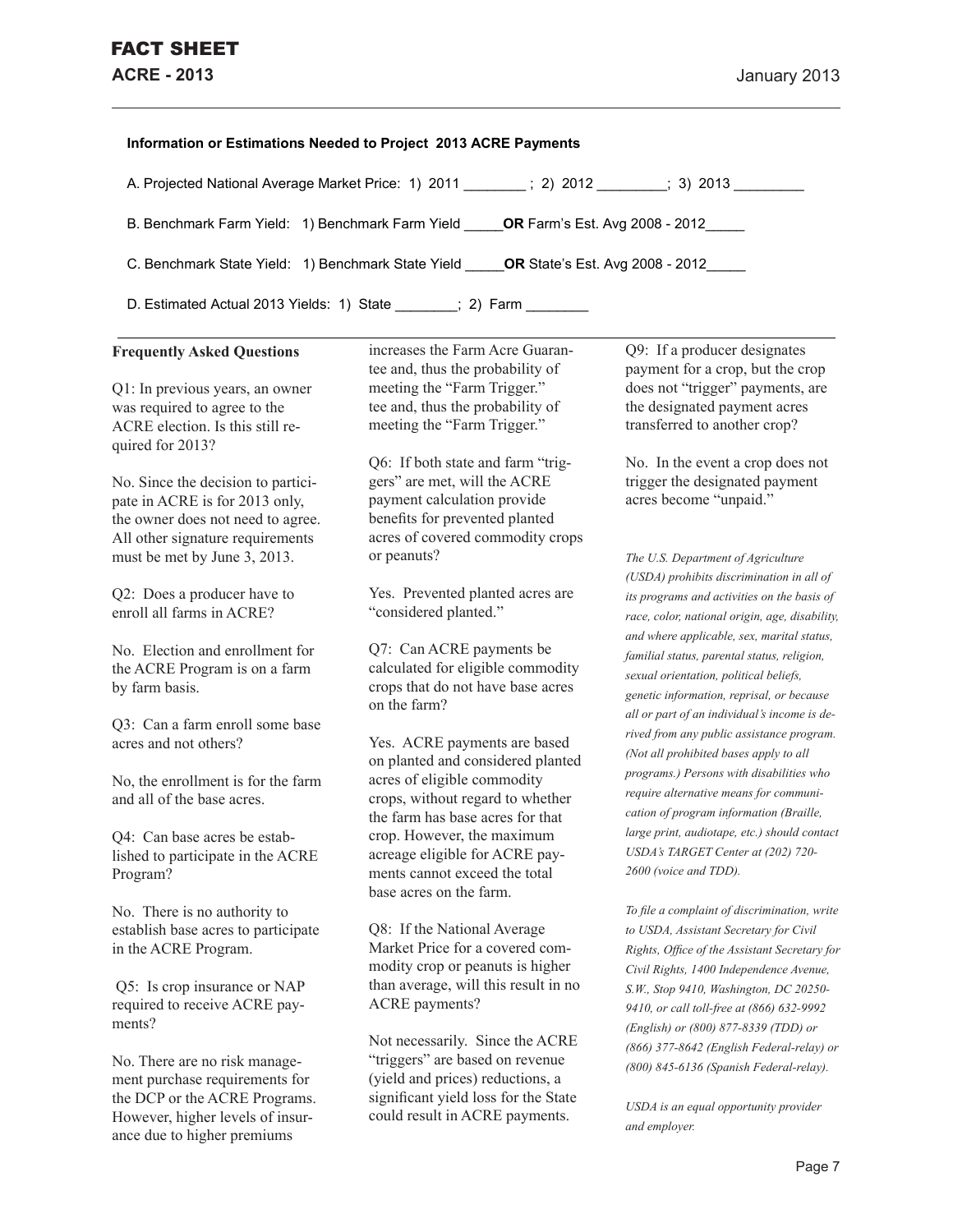**Information or Estimations Needed to Project 2013 ACRE Payments**

A. Projected National Average Market Price: 1) 2011 ________ ; 2) 2012 _________; 3) 2013 _________

B. Benchmark Farm Yield: 1) Benchmark Farm Yield _____**OR** Farm's Est. Avg 2008 - 2012_____

C. Benchmark State Yield: 1) Benchmark State Yield _____**OR** State's Est. Avg 2008 - 2012_____

D. Estimated Actual 2013 Yields: 1) State ________; 2) Farm ________

---

**Frequently Asked Questions**

Q1: In previous years, an owner was required to agree to the ACRE election. Is this still required for 2013?

No. Since the decision to participate in ACRE is for 2013 only, the owner does not need to agree. All other signature requirements must be met by June 3, 2013.

Q2: Does a producer have to enroll all farms in ACRE?

No. Election and enrollment for the ACRE Program is on a farm by farm basis.

Q3: Can a farm enroll some base acres and not others?

No, the enrollment is for the farm and all of the base acres.

Q4: Can base acres be established to participate in the ACRE Program?

No. There is no authority to establish base acres to participate in the ACRE Program.

Q5: Is crop insurance or NAP required to receive ACRE payments?

No. There are no risk management purchase requirements for the DCP or the ACRE Programs. However, higher levels of insurance due to higher premiums increases the Farm Acre Guarantee and, thus the probability of meeting the "Farm Trigger." tee and, thus the probability of meeting the "Farm Trigger."

Q6: If both state and farm "triggers" are met, will the ACRE payment calculation provide benefits for prevented planted acres of covered commodity crops or peanuts?

Yes. Prevented planted acres are "considered planted."

Q7: Can ACRE payments be calculated for eligible commodity crops that do not have base acres on the farm?

Yes. ACRE payments are based on planted and considered planted acres of eligible commodity crops, without regard to whether the farm has base acres for that crop. However, the maximum acreage eligible for ACRE payments cannot exceed the total base acres on the farm.

Q8: If the National Average Market Price for a covered commodity crop or peanuts is higher than average, will this result in no ACRE payments?

Not necessarily. Since the ACRE "triggers" are based on revenue (yield and prices) reductions, a significant yield loss for the State could result in ACRE payments.

Q9: If a producer designates payment for a crop, but the crop does not "trigger" payments, are the designated payment acres transferred to another crop?

No. In the event a crop does not trigger the designated payment acres become "unpaid."

*The U.S. Department of Agriculture (USDA) prohibits discrimination in all of its programs and activities on the basis of race, color, national origin, age, disability, and where applicable, sex, marital status, familial status, parental status, religion, sexual orientation, political beliefs, genetic information, reprisal, or because all or part of an individual's income is derived from any public assistance program. (Not all prohibited bases apply to all programs.) Persons with disabilities who require alternative means for communication of program information (Braille, large print, audiotape, etc.) should contact USDA's TARGET Center at (202) 720-2600 (voice and TDD).*

*To file a complaint of discrimination, write to USDA, Assistant Secretary for Civil Rights, Office of the Assistant Secretary for Civil Rights, 1400 Independence Avenue, S.W., Stop 9410, Washington, DC 20250-9410, or call toll-free at (866) 632-9992 (English) or (800) 877-8339 (TDD) or (866) 377-8642 (English Federal-relay) or (800) 845-6136 (Spanish Federal-relay).*

*USDA is an equal opportunity provider and employer.*